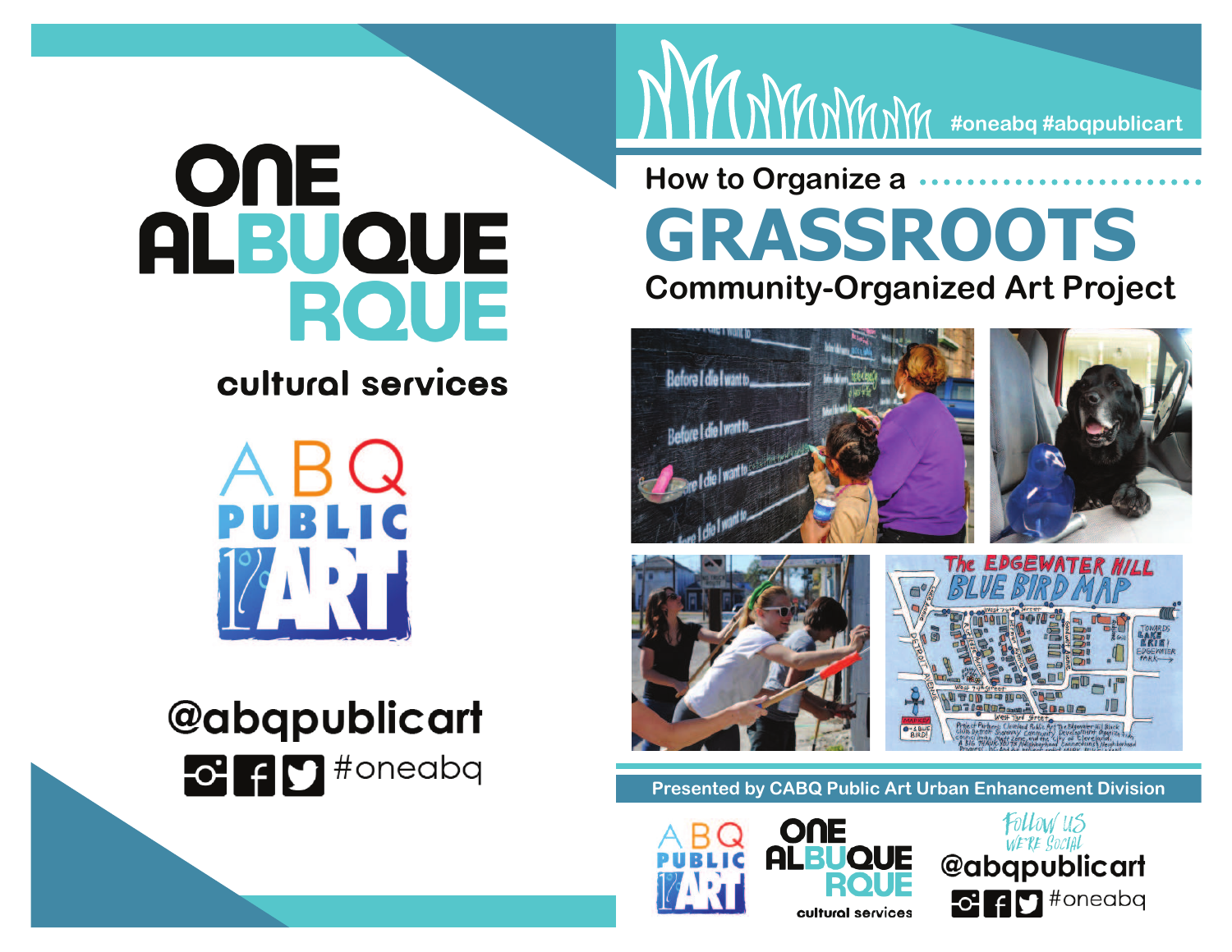# ONE ALBUQUERQUE

cultural services

ABQ PUBLIC 1% ART

@abqpublicart

#oneabq

---

#oneabq #abqpublicart

How to Organize a

# GRASSROOTS

## Community-Organized Art Project

Presented by CABQ Public Art Urban Enhancement Division

ABQ PUBLIC 1% ART

ONE ALBUQUERQUE cultural services

Follow us WE'RE SOCIAL

@abqpublicart

#oneabq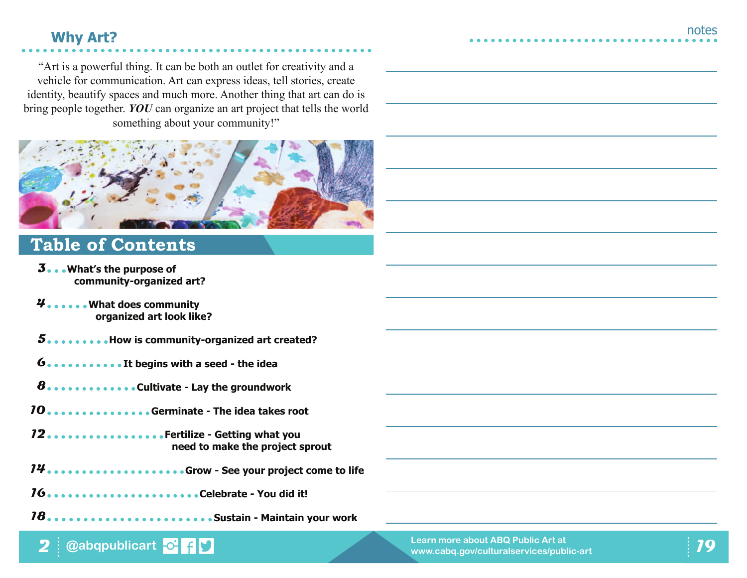## Why Art?

"Art is a powerful thing. It can be both an outlet for creativity and a vehicle for communication. Art can express ideas, tell stories, create identity, beautify spaces and much more. Another thing that art can do is bring people together. ***YOU*** can organize an art project that tells the world something about your community!"

## Table of Contents

- **3** ... **What's the purpose of community-organized art?**
- **4** ...... **What does community organized art look like?**
- **5** ......... **How is community-organized art created?**
- **6** ........... **It begins with a seed - the idea**
- **8** ............. **Cultivate - Lay the groundwork**
- **10** ............... **Germinate - The idea takes root**
- **12** ................. **Fertilize - Getting what you need to make the project sprout**
- **14** ................... **Grow - See your project come to life**
- **16** ..................... **Celebrate - You did it!**
- **18** ....................... **Sustain - Maintain your work**

@abqpublicart

## notes

Learn more about ABQ Public Art at www.cabq.gov/culturalservices/public-art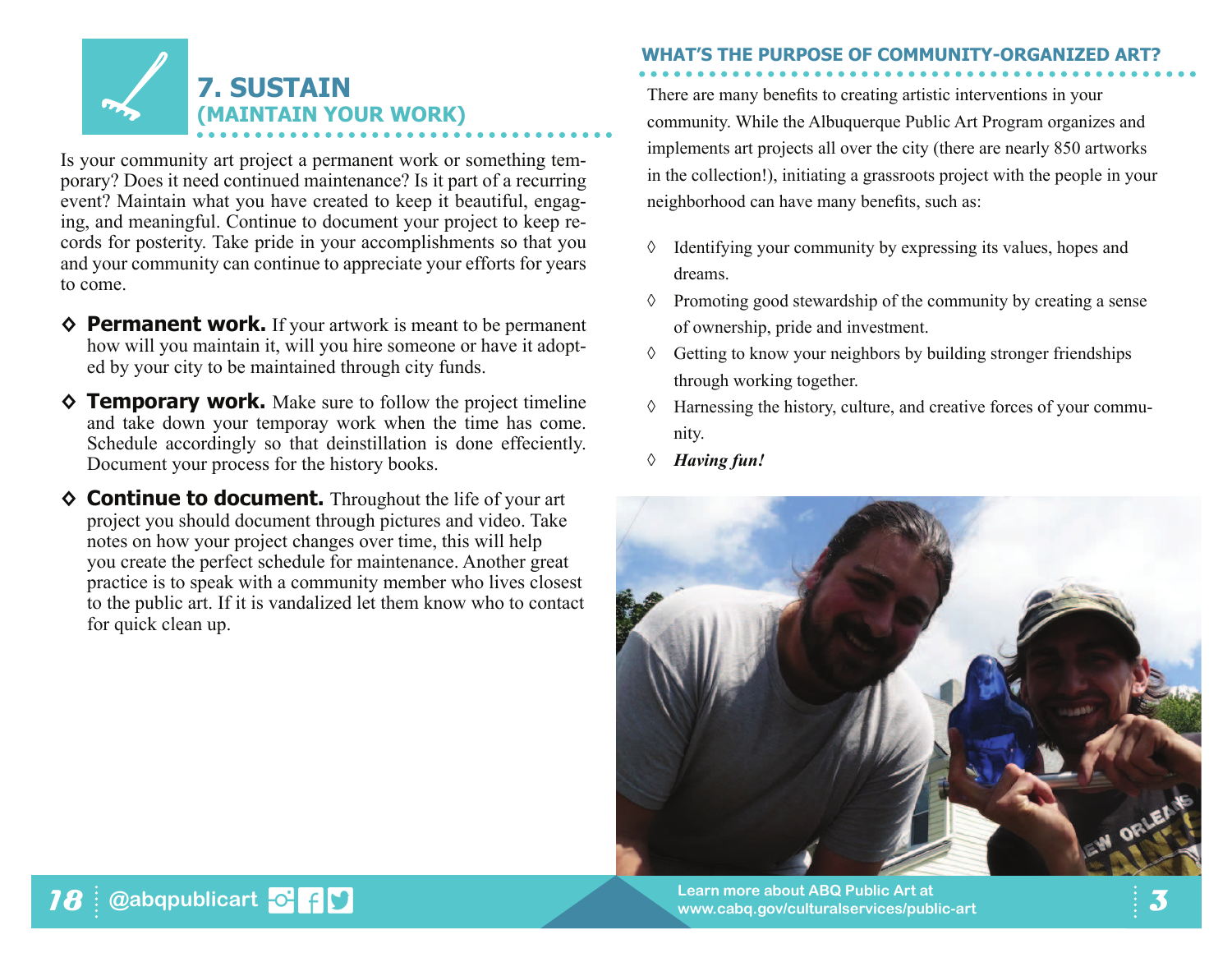## 7. SUSTAIN (MAINTAIN YOUR WORK)

Is your community art project a permanent work or something temporary? Does it need continued maintenance? Is it part of a recurring event? Maintain what you have created to keep it beautiful, engaging, and meaningful. Continue to document your project to keep records for posterity. Take pride in your accomplishments so that you and your community can continue to appreciate your efforts for years to come.

- **Permanent work.** If your artwork is meant to be permanent how will you maintain it, will you hire someone or have it adopted by your city to be maintained through city funds.
- **Temporary work.** Make sure to follow the project timeline and take down your temporay work when the time has come. Schedule accordingly so that deinstillation is done effeciently. Document your process for the history books.
- **Continue to document.** Throughout the life of your art project you should document through pictures and video. Take notes on how your project changes over time, this will help you create the perfect schedule for maintenance. Another great practice is to speak with a community member who lives closest to the public art. If it is vandalized let them know who to contact for quick clean up.

## WHAT'S THE PURPOSE OF COMMUNITY-ORGANIZED ART?

There are many benefits to creating artistic interventions in your community. While the Albuquerque Public Art Program organizes and implements art projects all over the city (there are nearly 850 artworks in the collection!), initiating a grassroots project with the people in your neighborhood can have many benefits, such as:

- Identifying your community by expressing its values, hopes and dreams.
- Promoting good stewardship of the community by creating a sense of ownership, pride and investment.
- Getting to know your neighbors by building stronger friendships through working together.
- Harnessing the history, culture, and creative forces of your community.
- ***Having fun!***

@abqpublicart

Learn more about ABQ Public Art at www.cabq.gov/culturalservices/public-art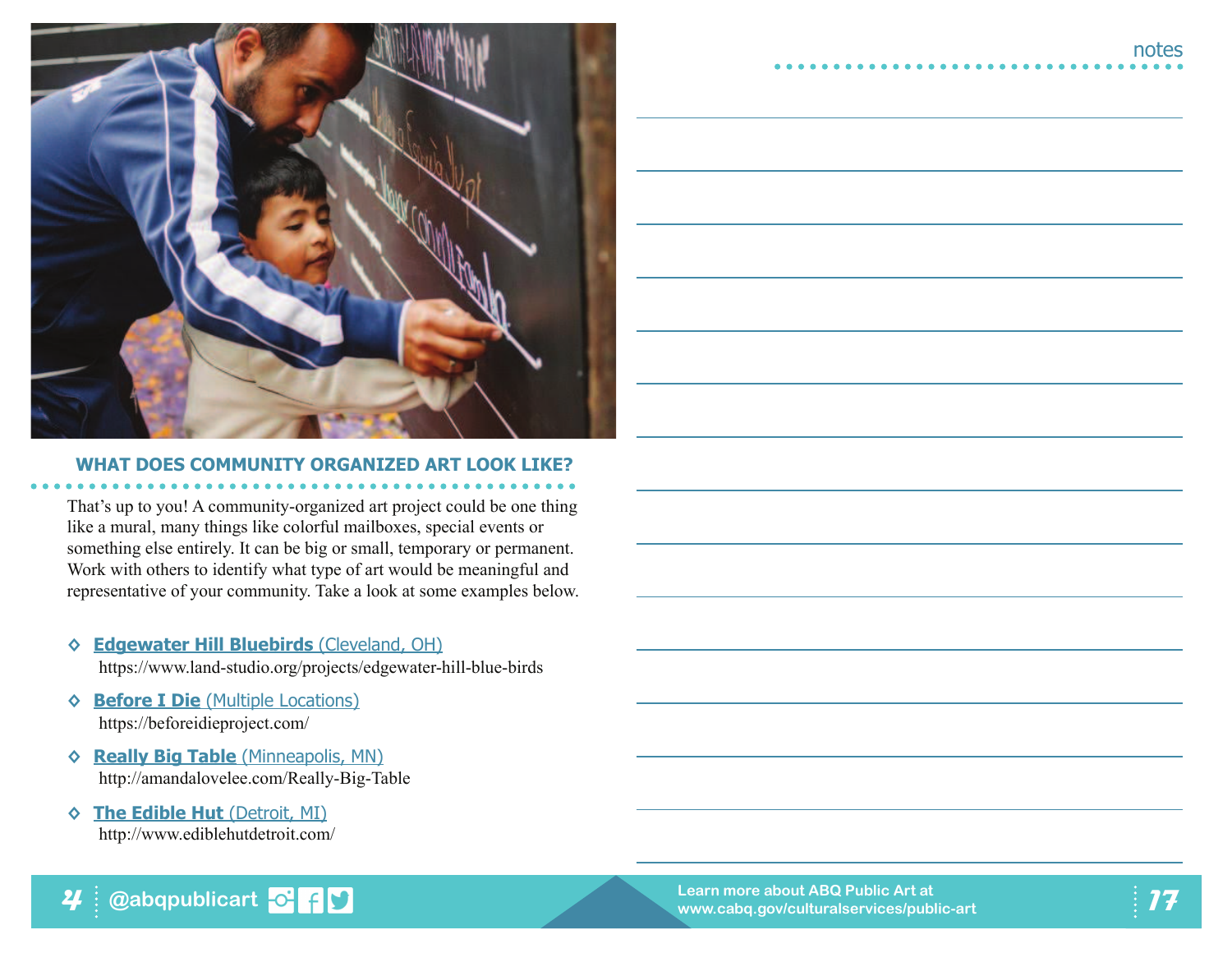## WHAT DOES COMMUNITY ORGANIZED ART LOOK LIKE?

That's up to you! A community-organized art project could be one thing like a mural, many things like colorful mailboxes, special events or something else entirely. It can be big or small, temporary or permanent. Work with others to identify what type of art would be meaningful and representative of your community. Take a look at some examples below.

- **Edgewater Hill Bluebirds** (Cleveland, OH)
  https://www.land-studio.org/projects/edgewater-hill-blue-birds
- **Before I Die** (Multiple Locations)
  https://beforeidieproject.com/
- **Really Big Table** (Minneapolis, MN)
  http://amandalovelee.com/Really-Big-Table
- **The Edible Hut** (Detroit, MI)
  http://www.ediblehutdetroit.com/

notes

@abqpublicart

Learn more about ABQ Public Art at www.cabq.gov/culturalservices/public-art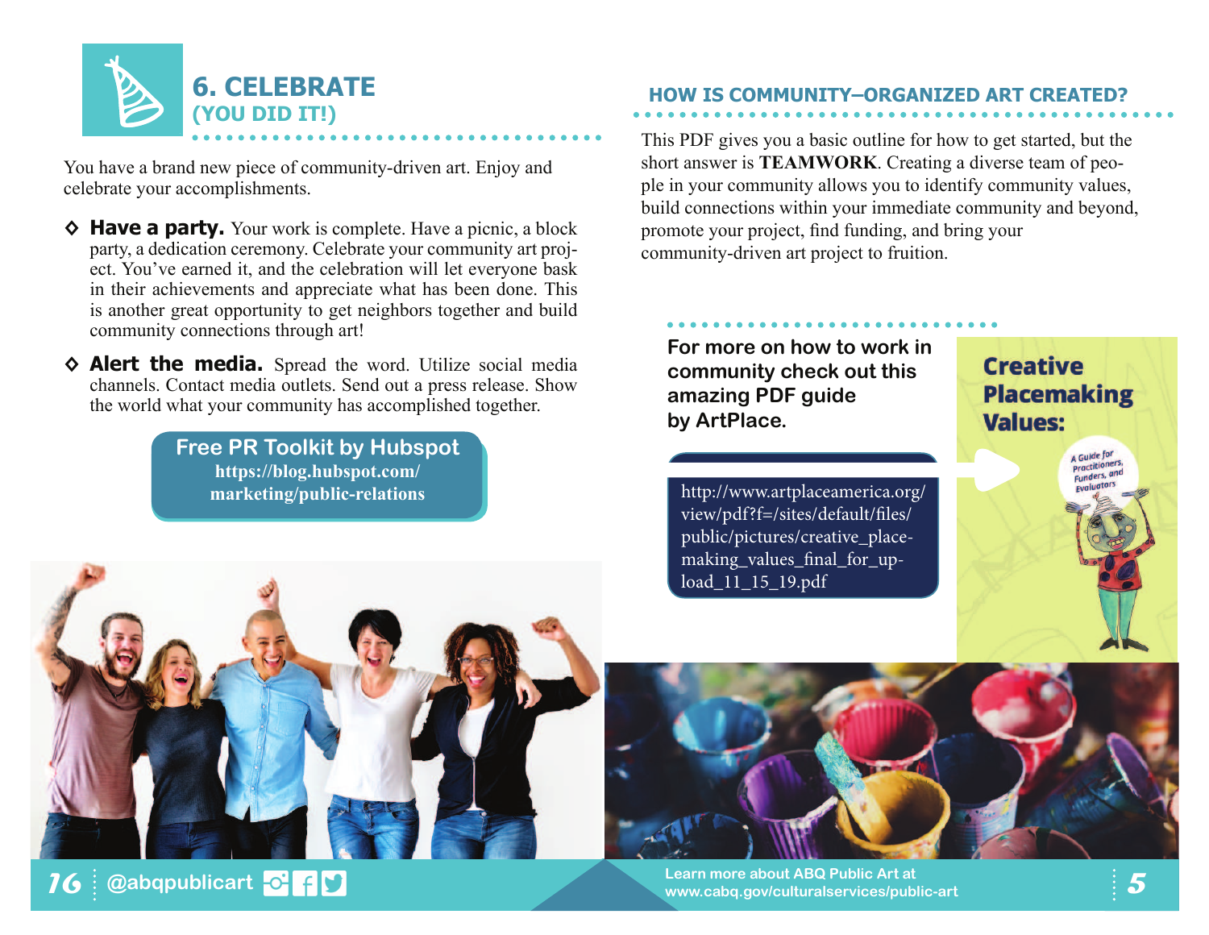## 6. CELEBRATE (YOU DID IT!)

You have a brand new piece of community-driven art. Enjoy and celebrate your accomplishments.

- **Have a party.** Your work is complete. Have a picnic, a block party, a dedication ceremony. Celebrate your community art project. You've earned it, and the celebration will let everyone bask in their achievements and appreciate what has been done. This is another great opportunity to get neighbors together and build community connections through art!
- **Alert the media.** Spread the word. Utilize social media channels. Contact media outlets. Send out a press release. Show the world what your community has accomplished together.

**Free PR Toolkit by Hubspot**
https://blog.hubspot.com/marketing/public-relations

## HOW IS COMMUNITY–ORGANIZED ART CREATED?

This PDF gives you a basic outline for how to get started, but the short answer is **TEAMWORK**. Creating a diverse team of people in your community allows you to identify community values, build connections within your immediate community and beyond, promote your project, find funding, and bring your community-driven art project to fruition.

**For more on how to work in community check out this amazing PDF guide by ArtPlace.**

http://www.artplaceamerica.org/view/pdf?f=/sites/default/files/public/pictures/creative_placemaking_values_final_for_upload_11_15_19.pdf

**Creative Placemaking Values:** A Guide for Practitioners, Funders, and Evaluators

@abqpublicart

Learn more about ABQ Public Art at www.cabq.gov/culturalservices/public-art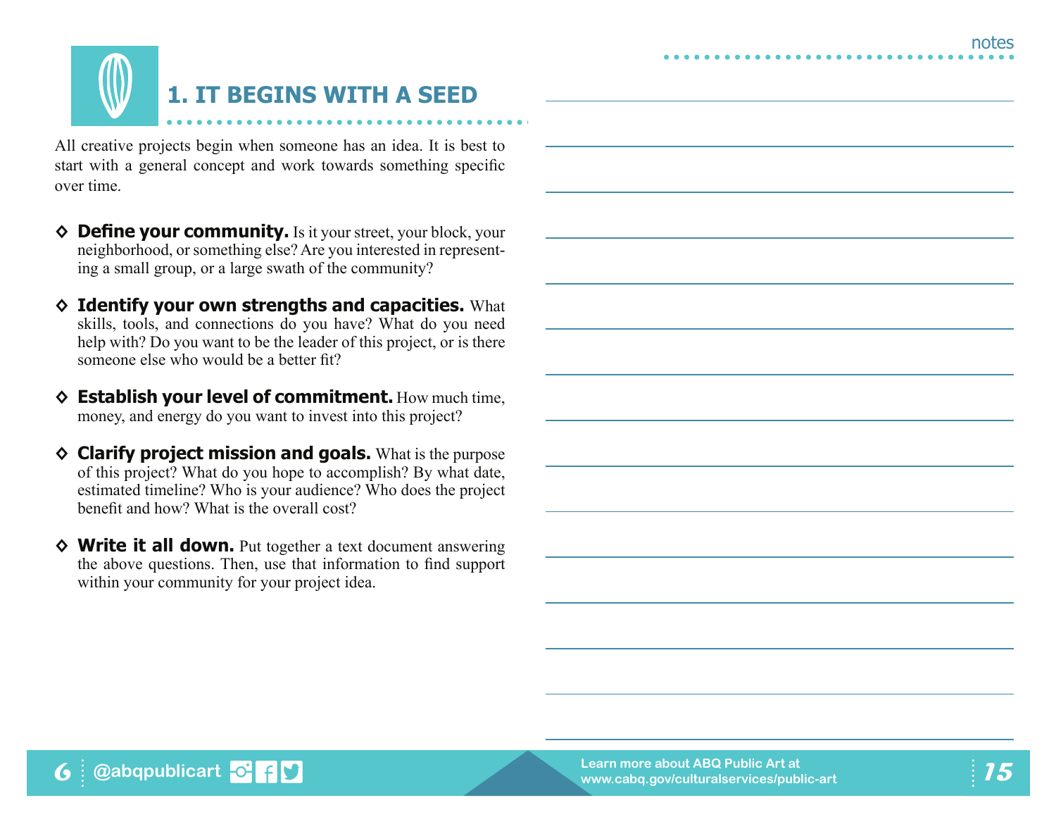## 1. IT BEGINS WITH A SEED

All creative projects begin when someone has an idea. It is best to start with a general concept and work towards something specific over time.

- **Define your community.** Is it your street, your block, your neighborhood, or something else? Are you interested in representing a small group, or a large swath of the community?
- **Identify your own strengths and capacities.** What skills, tools, and connections do you have? What do you need help with? Do you want to be the leader of this project, or is there someone else who would be a better fit?
- **Establish your level of commitment.** How much time, money, and energy do you want to invest into this project?
- **Clarify project mission and goals.** What is the purpose of this project? What do you hope to accomplish? By what date, estimated timeline? Who is your audience? Who does the project benefit and how? What is the overall cost?
- **Write it all down.** Put together a text document answering the above questions. Then, use that information to find support within your community for your project idea.

notes

@abqpublicart

Learn more about ABQ Public Art at www.cabq.gov/culturalservices/public-art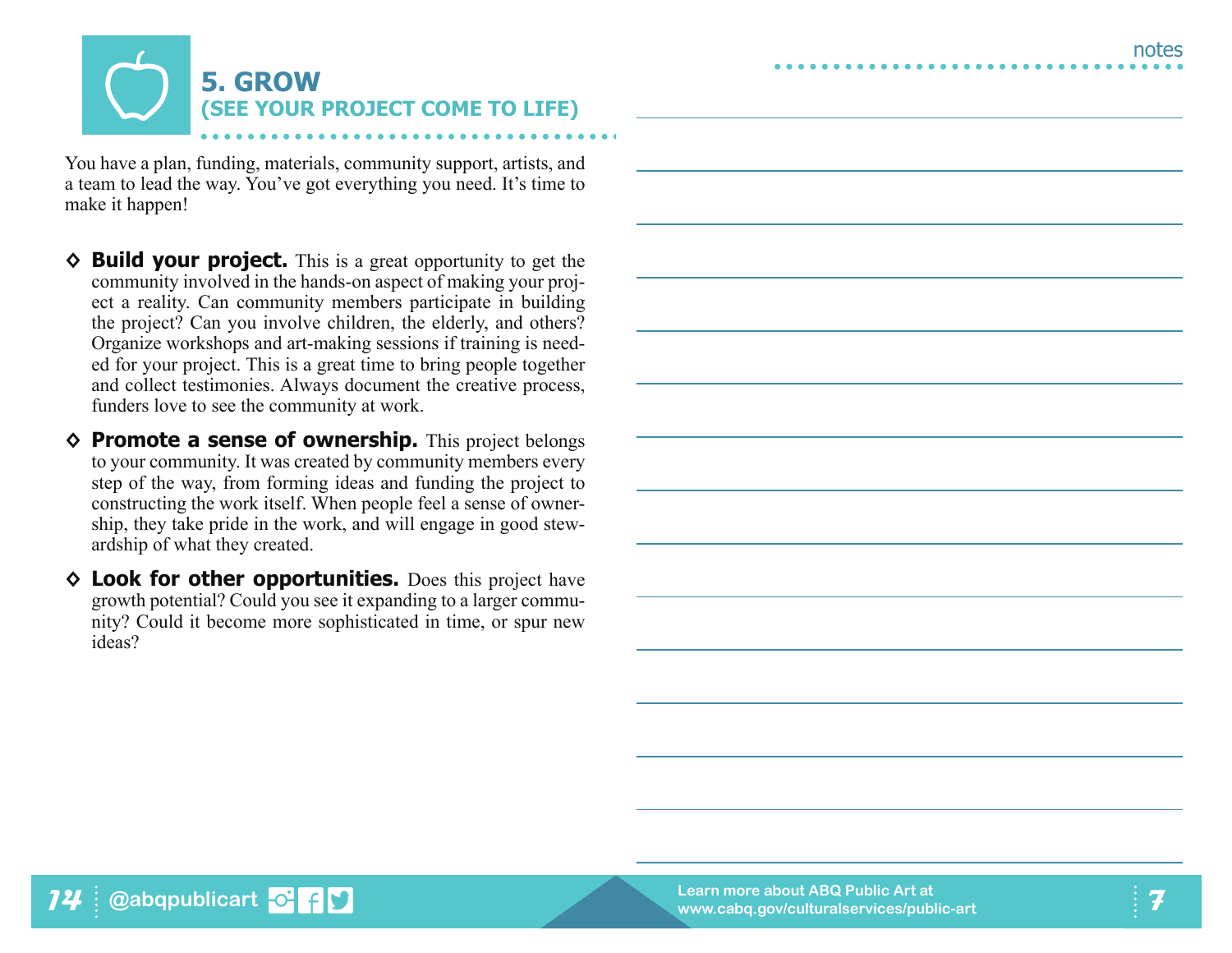## 5. GROW
### (SEE YOUR PROJECT COME TO LIFE)

You have a plan, funding, materials, community support, artists, and a team to lead the way. You've got everything you need. It's time to make it happen!

- **Build your project.** This is a great opportunity to get the community involved in the hands-on aspect of making your project a reality. Can community members participate in building the project? Can you involve children, the elderly, and others? Organize workshops and art-making sessions if training is needed for your project. This is a great time to bring people together and collect testimonies. Always document the creative process, funders love to see the community at work.
- **Promote a sense of ownership.** This project belongs to your community. It was created by community members every step of the way, from forming ideas and funding the project to constructing the work itself. When people feel a sense of ownership, they take pride in the work, and will engage in good stewardship of what they created.
- **Look for other opportunities.** Does this project have growth potential? Could you see it expanding to a larger community? Could it become more sophisticated in time, or spur new ideas?

notes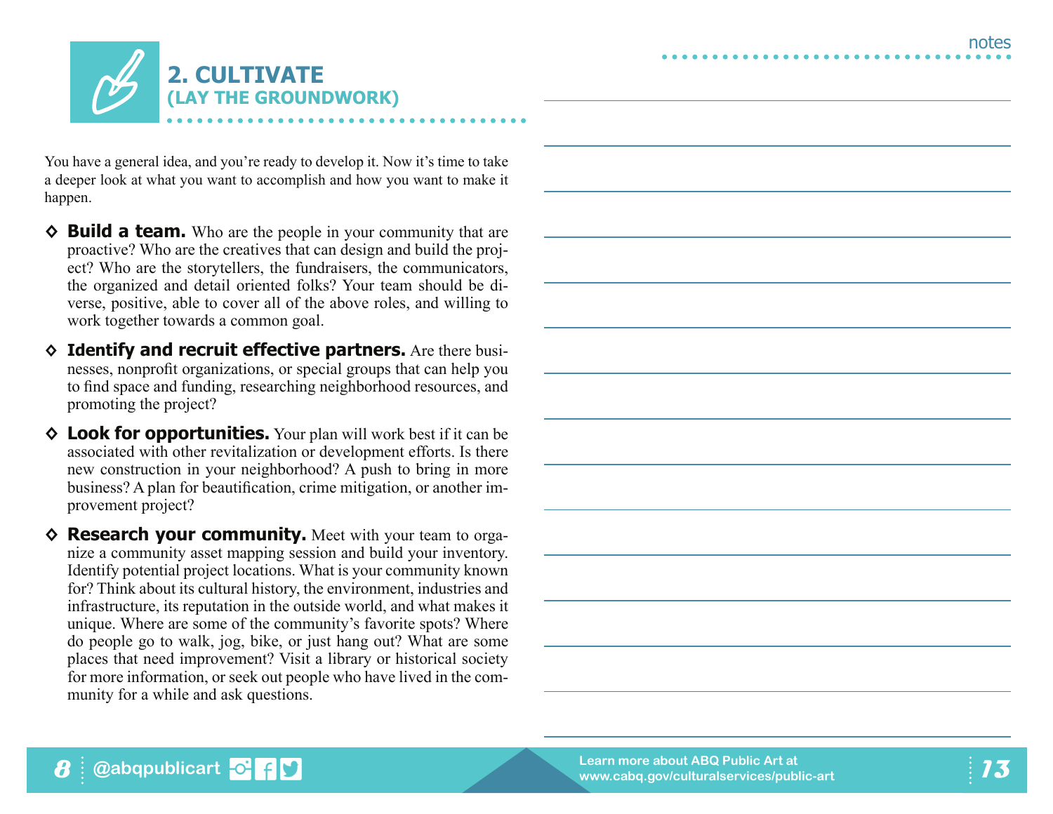## 2. CULTIVATE
### (LAY THE GROUNDWORK)

You have a general idea, and you're ready to develop it. Now it's time to take a deeper look at what you want to accomplish and how you want to make it happen.

- **Build a team.** Who are the people in your community that are proactive? Who are the creatives that can design and build the project? Who are the storytellers, the fundraisers, the communicators, the organized and detail oriented folks? Your team should be diverse, positive, able to cover all of the above roles, and willing to work together towards a common goal.
- **Identify and recruit effective partners.** Are there businesses, nonprofit organizations, or special groups that can help you to find space and funding, researching neighborhood resources, and promoting the project?
- **Look for opportunities.** Your plan will work best if it can be associated with other revitalization or development efforts. Is there new construction in your neighborhood? A push to bring in more business? A plan for beautification, crime mitigation, or another improvement project?
- **Research your community.** Meet with your team to organize a community asset mapping session and build your inventory. Identify potential project locations. What is your community known for? Think about its cultural history, the environment, industries and infrastructure, its reputation in the outside world, and what makes it unique. Where are some of the community's favorite spots? Where do people go to walk, jog, bike, or just hang out? What are some places that need improvement? Visit a library or historical society for more information, or seek out people who have lived in the community for a while and ask questions.

notes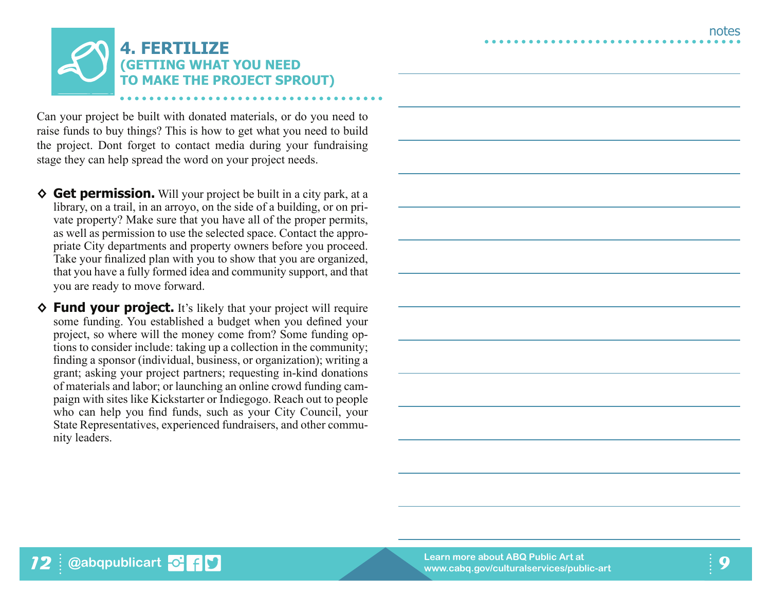## 4. FERTILIZE
### (GETTING WHAT YOU NEED TO MAKE THE PROJECT SPROUT)

Can your project be built with donated materials, or do you need to raise funds to buy things? This is how to get what you need to build the project. Dont forget to contact media during your fundraising stage they can help spread the word on your project needs.

- **Get permission.** Will your project be built in a city park, at a library, on a trail, in an arroyo, on the side of a building, or on private property? Make sure that you have all of the proper permits, as well as permission to use the selected space. Contact the appropriate City departments and property owners before you proceed. Take your finalized plan with you to show that you are organized, that you have a fully formed idea and community support, and that you are ready to move forward.

- **Fund your project.** It's likely that your project will require some funding. You established a budget when you defined your project, so where will the money come from? Some funding options to consider include: taking up a collection in the community; finding a sponsor (individual, business, or organization); writing a grant; asking your project partners; requesting in-kind donations of materials and labor; or launching an online crowd funding campaign with sites like Kickstarter or Indiegogo. Reach out to people who can help you find funds, such as your City Council, your State Representatives, experienced fundraisers, and other community leaders.

notes

@abqpublicart

Learn more about ABQ Public Art at www.cabq.gov/culturalservices/public-art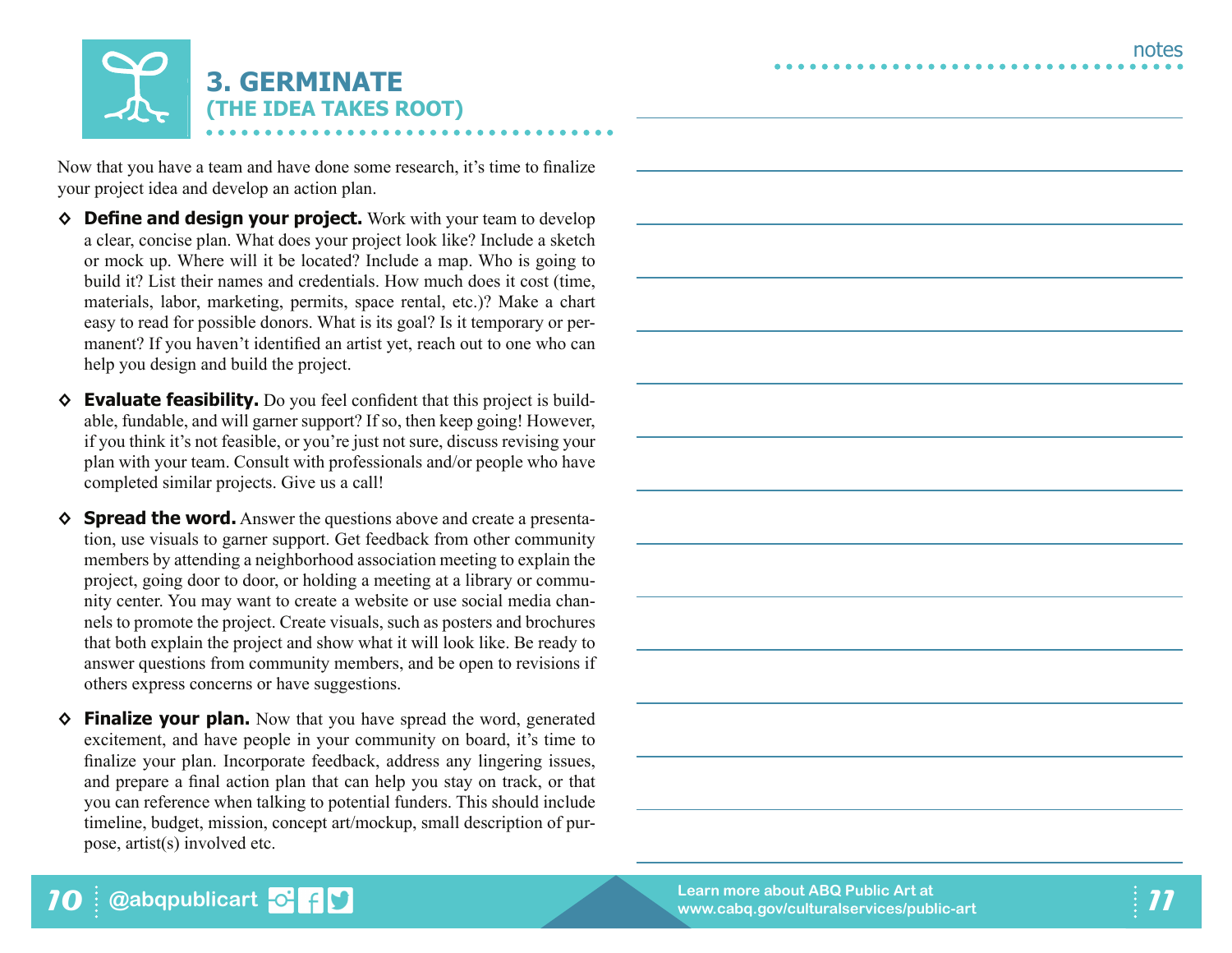## 3. GERMINATE
### (THE IDEA TAKES ROOT)

Now that you have a team and have done some research, it's time to finalize your project idea and develop an action plan.

- **Define and design your project.** Work with your team to develop a clear, concise plan. What does your project look like? Include a sketch or mock up. Where will it be located? Include a map. Who is going to build it? List their names and credentials. How much does it cost (time, materials, labor, marketing, permits, space rental, etc.)? Make a chart easy to read for possible donors. What is its goal? Is it temporary or permanent? If you haven't identified an artist yet, reach out to one who can help you design and build the project.

- **Evaluate feasibility.** Do you feel confident that this project is buildable, fundable, and will garner support? If so, then keep going! However, if you think it's not feasible, or you're just not sure, discuss revising your plan with your team. Consult with professionals and/or people who have completed similar projects. Give us a call!

- **Spread the word.** Answer the questions above and create a presentation, use visuals to garner support. Get feedback from other community members by attending a neighborhood association meeting to explain the project, going door to door, or holding a meeting at a library or community center. You may want to create a website or use social media channels to promote the project. Create visuals, such as posters and brochures that both explain the project and show what it will look like. Be ready to answer questions from community members, and be open to revisions if others express concerns or have suggestions.

- **Finalize your plan.** Now that you have spread the word, generated excitement, and have people in your community on board, it's time to finalize your plan. Incorporate feedback, address any lingering issues, and prepare a final action plan that can help you stay on track, or that you can reference when talking to potential funders. This should include timeline, budget, mission, concept art/mockup, small description of purpose, artist(s) involved etc.

notes

@abqpublicart

Learn more about ABQ Public Art at www.cabq.gov/culturalservices/public-art